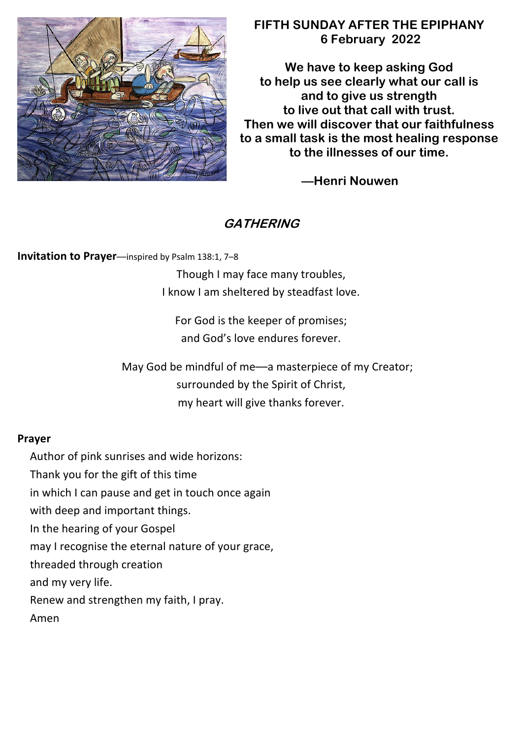# FIFTH SUNDAY AFTER THE EPIPHANY
## 6 February 2022

**We have to keep asking God**
**to help us see clearly what our call is**
**and to give us strength**
**to live out that call with trust.**
**Then we will discover that our faithfulness**
**to a small task is the most healing response**
**to the illnesses of our time.**

**—Henri Nouwen**

## *GATHERING*

**Invitation to Prayer**—inspired by Psalm 138:1, 7–8

Though I may face many troubles,
I know I am sheltered by steadfast love.

For God is the keeper of promises;
and God's love endures forever.

May God be mindful of me—a masterpiece of my Creator;
surrounded by the Spirit of Christ,
my heart will give thanks forever.

**Prayer**

Author of pink sunrises and wide horizons:
Thank you for the gift of this time
in which I can pause and get in touch once again
with deep and important things.
In the hearing of your Gospel
may I recognise the eternal nature of your grace,
threaded through creation
and my very life.
Renew and strengthen my faith, I pray.
Amen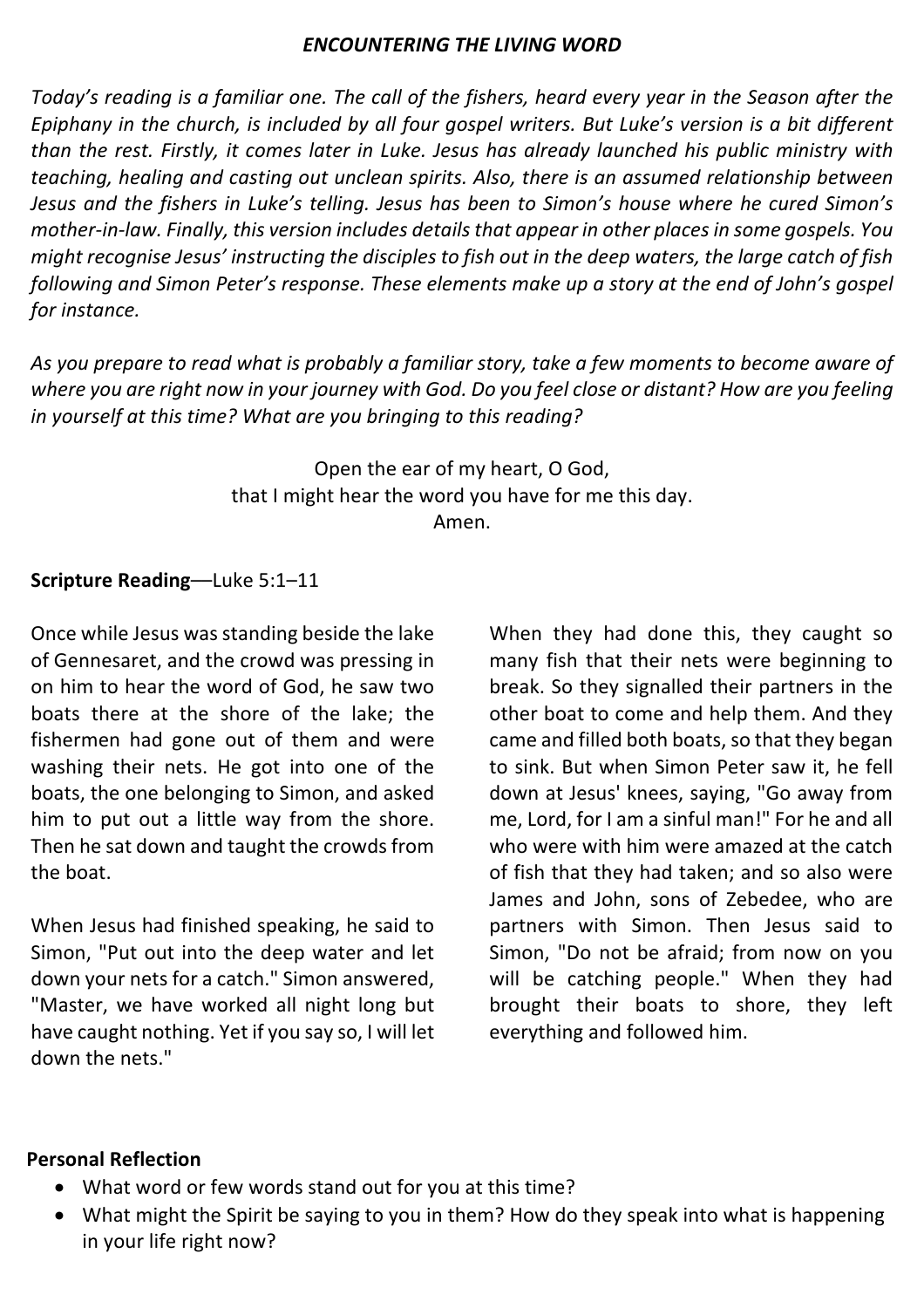### *ENCOUNTERING THE LIVING WORD*

*Today's reading is a familiar one. The call of the fishers, heard every year in the Season after the Epiphany in the church, is included by all four gospel writers. But Luke's version is a bit different than the rest. Firstly, it comes later in Luke. Jesus has already launched his public ministry with teaching, healing and casting out unclean spirits. Also, there is an assumed relationship between Jesus and the fishers in Luke's telling. Jesus has been to Simon's house where he cured Simon's mother-in-law. Finally, this version includes details that appear in other places in some gospels. You might recognise Jesus' instructing the disciples to fish out in the deep waters, the large catch of fish following and Simon Peter's response. These elements make up a story at the end of John's gospel for instance.*

*As you prepare to read what is probably a familiar story, take a few moments to become aware of where you are right now in your journey with God. Do you feel close or distant? How are you feeling in yourself at this time? What are you bringing to this reading?*

Open the ear of my heart, O God,
that I might hear the word you have for me this day.
Amen.

**Scripture Reading**—Luke 5:1–11

Once while Jesus was standing beside the lake of Gennesaret, and the crowd was pressing in on him to hear the word of God, he saw two boats there at the shore of the lake; the fishermen had gone out of them and were washing their nets. He got into one of the boats, the one belonging to Simon, and asked him to put out a little way from the shore. Then he sat down and taught the crowds from the boat.

When Jesus had finished speaking, he said to Simon, "Put out into the deep water and let down your nets for a catch." Simon answered, "Master, we have worked all night long but have caught nothing. Yet if you say so, I will let down the nets."

When they had done this, they caught so many fish that their nets were beginning to break. So they signalled their partners in the other boat to come and help them. And they came and filled both boats, so that they began to sink. But when Simon Peter saw it, he fell down at Jesus' knees, saying, "Go away from me, Lord, for I am a sinful man!" For he and all who were with him were amazed at the catch of fish that they had taken; and so also were James and John, sons of Zebedee, who are partners with Simon. Then Jesus said to Simon, "Do not be afraid; from now on you will be catching people." When they had brought their boats to shore, they left everything and followed him.

**Personal Reflection**

- What word or few words stand out for you at this time?
- What might the Spirit be saying to you in them? How do they speak into what is happening in your life right now?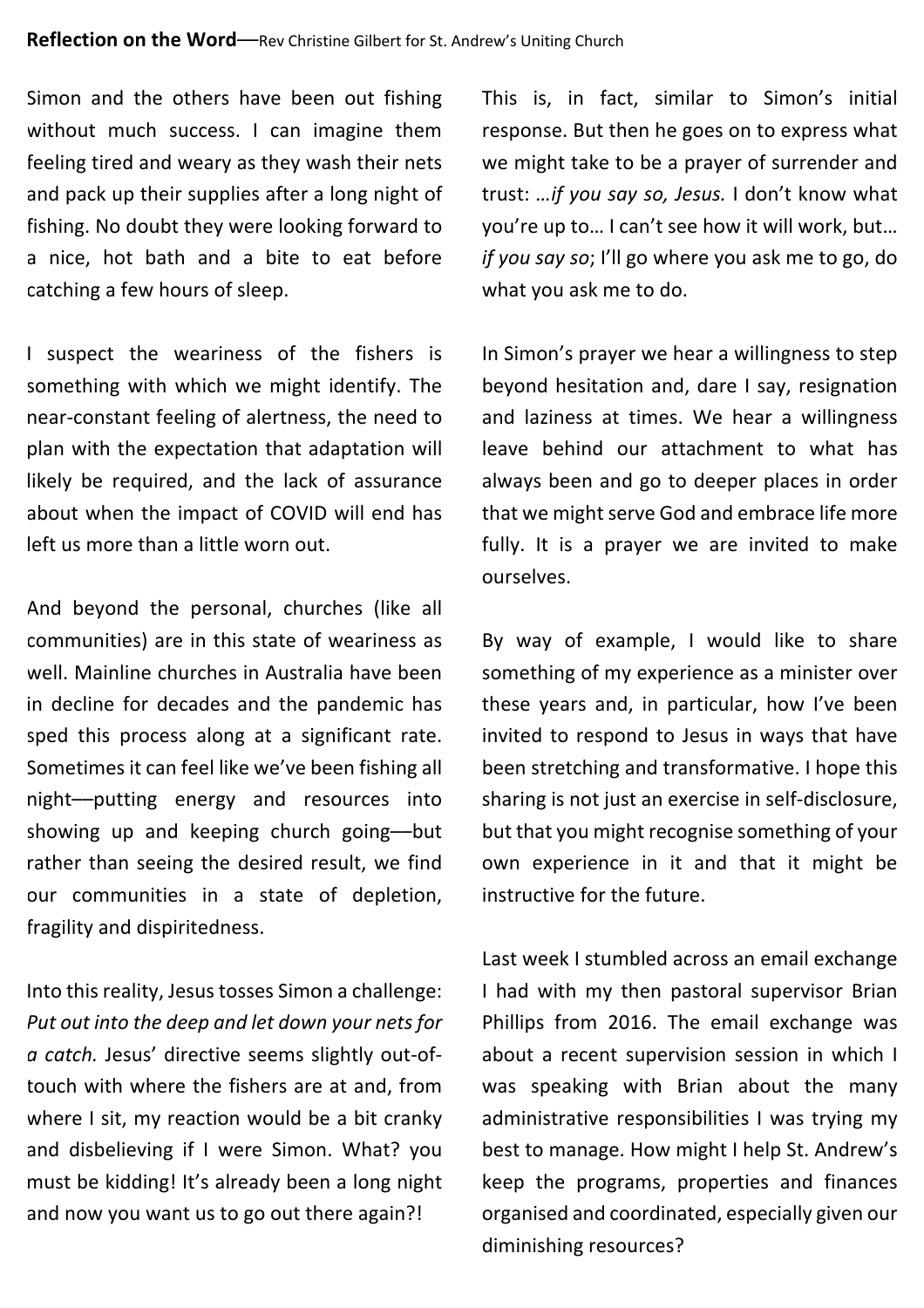**Reflection on the Word**—Rev Christine Gilbert for St. Andrew's Uniting Church

Simon and the others have been out fishing without much success. I can imagine them feeling tired and weary as they wash their nets and pack up their supplies after a long night of fishing. No doubt they were looking forward to a nice, hot bath and a bite to eat before catching a few hours of sleep.

I suspect the weariness of the fishers is something with which we might identify. The near-constant feeling of alertness, the need to plan with the expectation that adaptation will likely be required, and the lack of assurance about when the impact of COVID will end has left us more than a little worn out.

And beyond the personal, churches (like all communities) are in this state of weariness as well. Mainline churches in Australia have been in decline for decades and the pandemic has sped this process along at a significant rate. Sometimes it can feel like we've been fishing all night—putting energy and resources into showing up and keeping church going—but rather than seeing the desired result, we find our communities in a state of depletion, fragility and dispiritedness.

Into this reality, Jesus tosses Simon a challenge: *Put out into the deep and let down your nets for a catch.* Jesus' directive seems slightly out-of-touch with where the fishers are at and, from where I sit, my reaction would be a bit cranky and disbelieving if I were Simon. What? you must be kidding! It's already been a long night and now you want us to go out there again?!

This is, in fact, similar to Simon's initial response. But then he goes on to express what we might take to be a prayer of surrender and trust: *…if you say so, Jesus.* I don't know what you're up to… I can't see how it will work, but… *if you say so*; I'll go where you ask me to go, do what you ask me to do.

In Simon's prayer we hear a willingness to step beyond hesitation and, dare I say, resignation and laziness at times. We hear a willingness leave behind our attachment to what has always been and go to deeper places in order that we might serve God and embrace life more fully. It is a prayer we are invited to make ourselves.

By way of example, I would like to share something of my experience as a minister over these years and, in particular, how I've been invited to respond to Jesus in ways that have been stretching and transformative. I hope this sharing is not just an exercise in self-disclosure, but that you might recognise something of your own experience in it and that it might be instructive for the future.

Last week I stumbled across an email exchange I had with my then pastoral supervisor Brian Phillips from 2016. The email exchange was about a recent supervision session in which I was speaking with Brian about the many administrative responsibilities I was trying my best to manage. How might I help St. Andrew's keep the programs, properties and finances organised and coordinated, especially given our diminishing resources?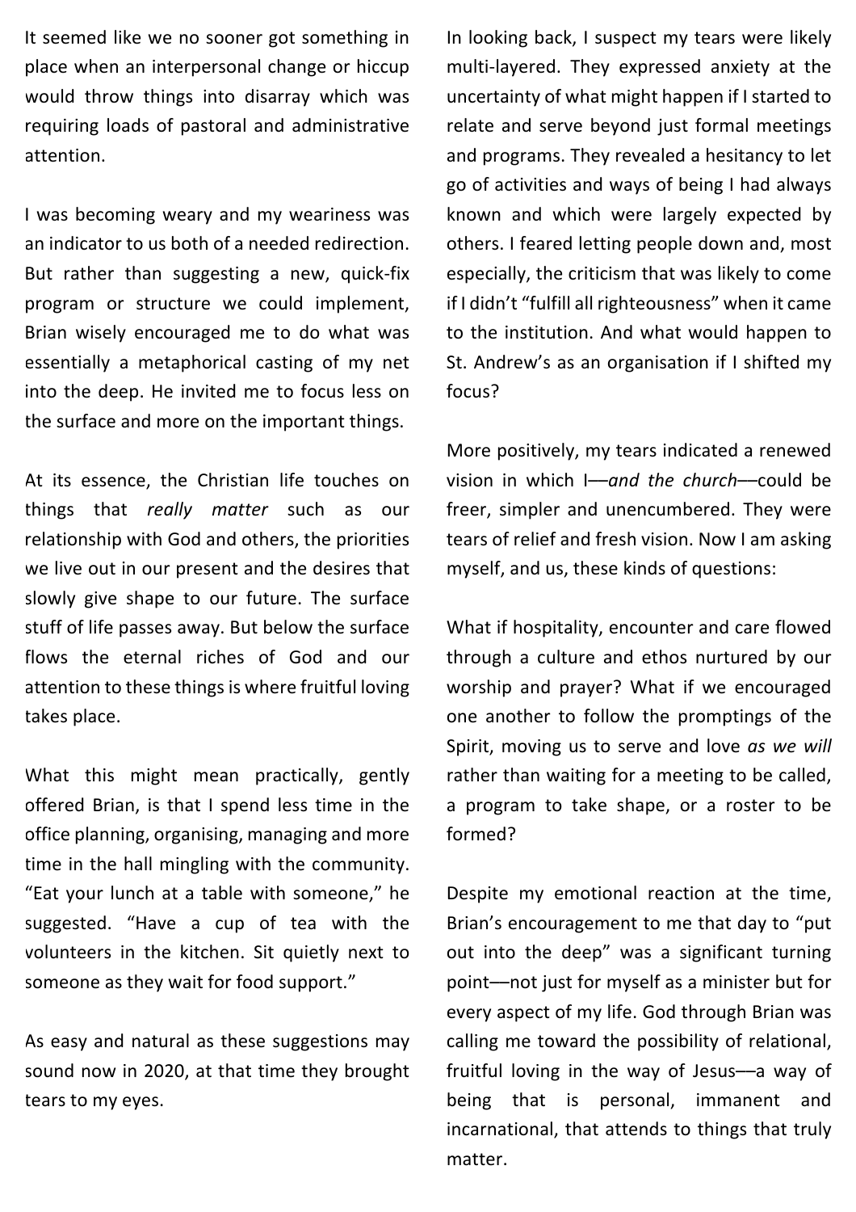It seemed like we no sooner got something in place when an interpersonal change or hiccup would throw things into disarray which was requiring loads of pastoral and administrative attention.

I was becoming weary and my weariness was an indicator to us both of a needed redirection. But rather than suggesting a new, quick-fix program or structure we could implement, Brian wisely encouraged me to do what was essentially a metaphorical casting of my net into the deep. He invited me to focus less on the surface and more on the important things.

At its essence, the Christian life touches on things that *really matter* such as our relationship with God and others, the priorities we live out in our present and the desires that slowly give shape to our future. The surface stuff of life passes away. But below the surface flows the eternal riches of God and our attention to these things is where fruitful loving takes place.

What this might mean practically, gently offered Brian, is that I spend less time in the office planning, organising, managing and more time in the hall mingling with the community. "Eat your lunch at a table with someone," he suggested. "Have a cup of tea with the volunteers in the kitchen. Sit quietly next to someone as they wait for food support."

As easy and natural as these suggestions may sound now in 2020, at that time they brought tears to my eyes.

In looking back, I suspect my tears were likely multi-layered. They expressed anxiety at the uncertainty of what might happen if I started to relate and serve beyond just formal meetings and programs. They revealed a hesitancy to let go of activities and ways of being I had always known and which were largely expected by others. I feared letting people down and, most especially, the criticism that was likely to come if I didn't "fulfill all righteousness" when it came to the institution. And what would happen to St. Andrew's as an organisation if I shifted my focus?

More positively, my tears indicated a renewed vision in which I—*and the church*—could be freer, simpler and unencumbered. They were tears of relief and fresh vision. Now I am asking myself, and us, these kinds of questions:

What if hospitality, encounter and care flowed through a culture and ethos nurtured by our worship and prayer? What if we encouraged one another to follow the promptings of the Spirit, moving us to serve and love *as we will* rather than waiting for a meeting to be called, a program to take shape, or a roster to be formed?

Despite my emotional reaction at the time, Brian's encouragement to me that day to "put out into the deep" was a significant turning point—not just for myself as a minister but for every aspect of my life. God through Brian was calling me toward the possibility of relational, fruitful loving in the way of Jesus—a way of being that is personal, immanent and incarnational, that attends to things that truly matter.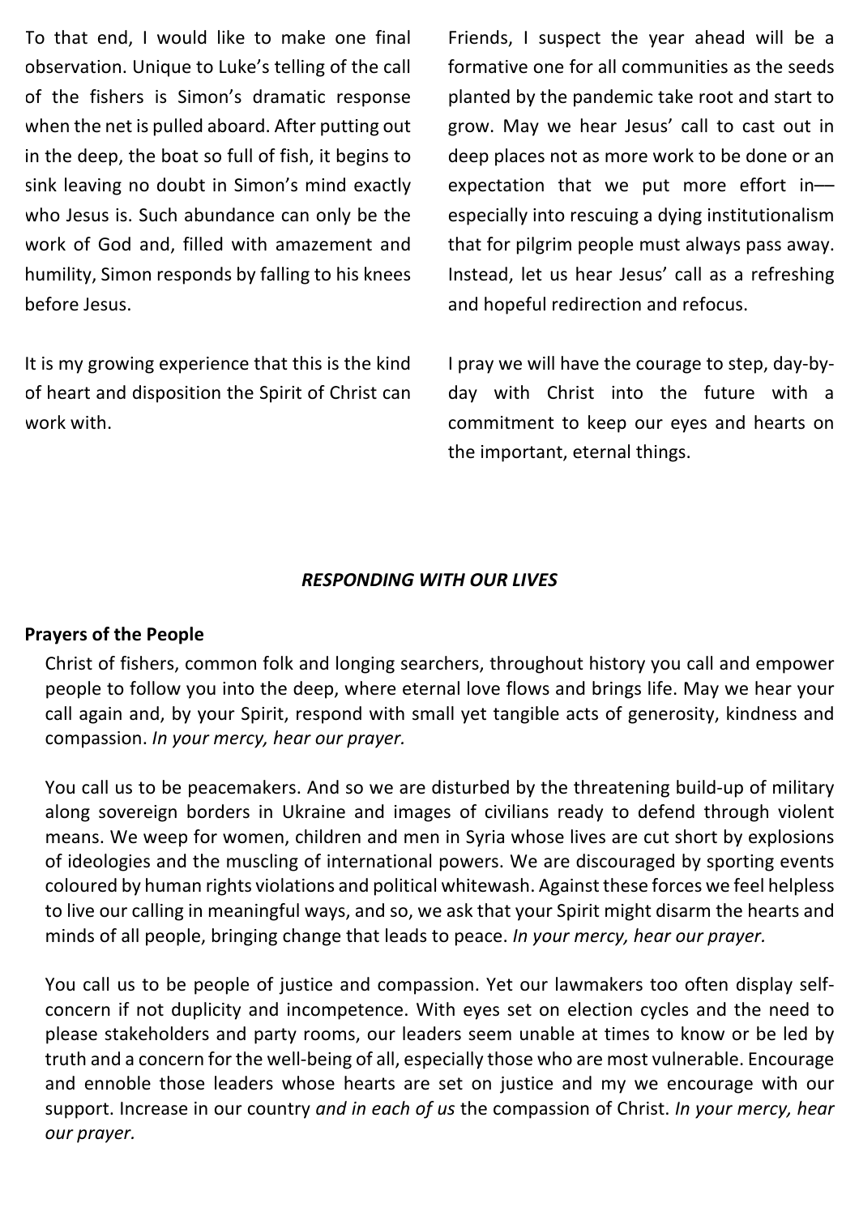To that end, I would like to make one final observation. Unique to Luke's telling of the call of the fishers is Simon's dramatic response when the net is pulled aboard. After putting out in the deep, the boat so full of fish, it begins to sink leaving no doubt in Simon's mind exactly who Jesus is. Such abundance can only be the work of God and, filled with amazement and humility, Simon responds by falling to his knees before Jesus.

It is my growing experience that this is the kind of heart and disposition the Spirit of Christ can work with.

Friends, I suspect the year ahead will be a formative one for all communities as the seeds planted by the pandemic take root and start to grow. May we hear Jesus' call to cast out in deep places not as more work to be done or an expectation that we put more effort in— especially into rescuing a dying institutionalism that for pilgrim people must always pass away. Instead, let us hear Jesus' call as a refreshing and hopeful redirection and refocus.

I pray we will have the courage to step, day-by-day with Christ into the future with a commitment to keep our eyes and hearts on the important, eternal things.

***RESPONDING WITH OUR LIVES***

**Prayers of the People**

Christ of fishers, common folk and longing searchers, throughout history you call and empower people to follow you into the deep, where eternal love flows and brings life. May we hear your call again and, by your Spirit, respond with small yet tangible acts of generosity, kindness and compassion. *In your mercy, hear our prayer.*

You call us to be peacemakers. And so we are disturbed by the threatening build-up of military along sovereign borders in Ukraine and images of civilians ready to defend through violent means. We weep for women, children and men in Syria whose lives are cut short by explosions of ideologies and the muscling of international powers. We are discouraged by sporting events coloured by human rights violations and political whitewash. Against these forces we feel helpless to live our calling in meaningful ways, and so, we ask that your Spirit might disarm the hearts and minds of all people, bringing change that leads to peace. *In your mercy, hear our prayer.*

You call us to be people of justice and compassion. Yet our lawmakers too often display self-concern if not duplicity and incompetence. With eyes set on election cycles and the need to please stakeholders and party rooms, our leaders seem unable at times to know or be led by truth and a concern for the well-being of all, especially those who are most vulnerable. Encourage and ennoble those leaders whose hearts are set on justice and my we encourage with our support. Increase in our country *and in each of us* the compassion of Christ. *In your mercy, hear our prayer.*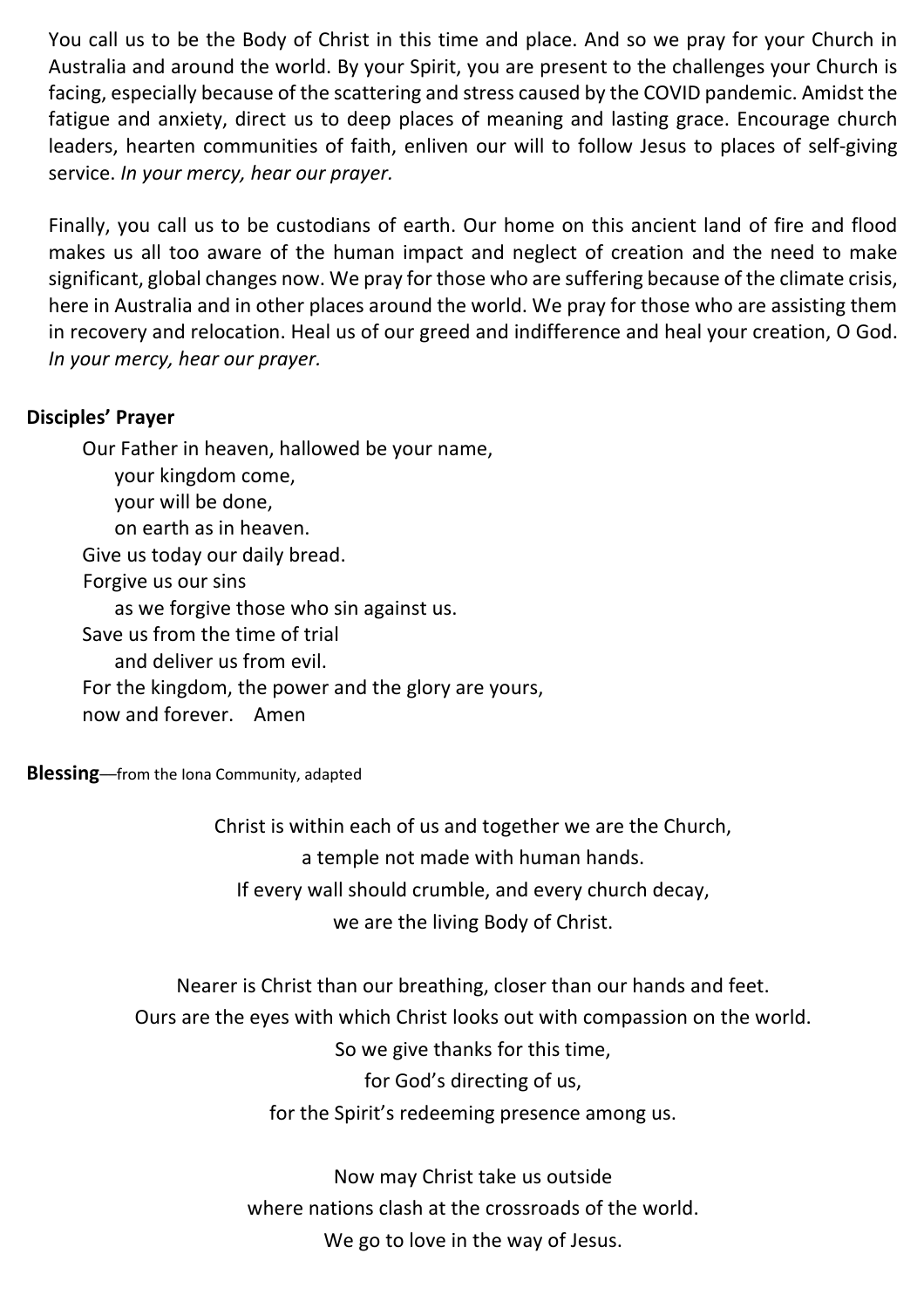You call us to be the Body of Christ in this time and place. And so we pray for your Church in Australia and around the world. By your Spirit, you are present to the challenges your Church is facing, especially because of the scattering and stress caused by the COVID pandemic. Amidst the fatigue and anxiety, direct us to deep places of meaning and lasting grace. Encourage church leaders, hearten communities of faith, enliven our will to follow Jesus to places of self-giving service. *In your mercy, hear our prayer.*

Finally, you call us to be custodians of earth. Our home on this ancient land of fire and flood makes us all too aware of the human impact and neglect of creation and the need to make significant, global changes now. We pray for those who are suffering because of the climate crisis, here in Australia and in other places around the world. We pray for those who are assisting them in recovery and relocation. Heal us of our greed and indifference and heal your creation, O God. *In your mercy, hear our prayer.*

**Disciples' Prayer**

Our Father in heaven, hallowed be your name,
your kingdom come,
your will be done,
on earth as in heaven.
Give us today our daily bread.
Forgive us our sins
as we forgive those who sin against us.
Save us from the time of trial
and deliver us from evil.
For the kingdom, the power and the glory are yours,
now and forever. Amen

**Blessing**—from the Iona Community, adapted

Christ is within each of us and together we are the Church,
a temple not made with human hands.
If every wall should crumble, and every church decay,
we are the living Body of Christ.

Nearer is Christ than our breathing, closer than our hands and feet.
Ours are the eyes with which Christ looks out with compassion on the world.
So we give thanks for this time,
for God's directing of us,
for the Spirit's redeeming presence among us.

Now may Christ take us outside
where nations clash at the crossroads of the world.
We go to love in the way of Jesus.